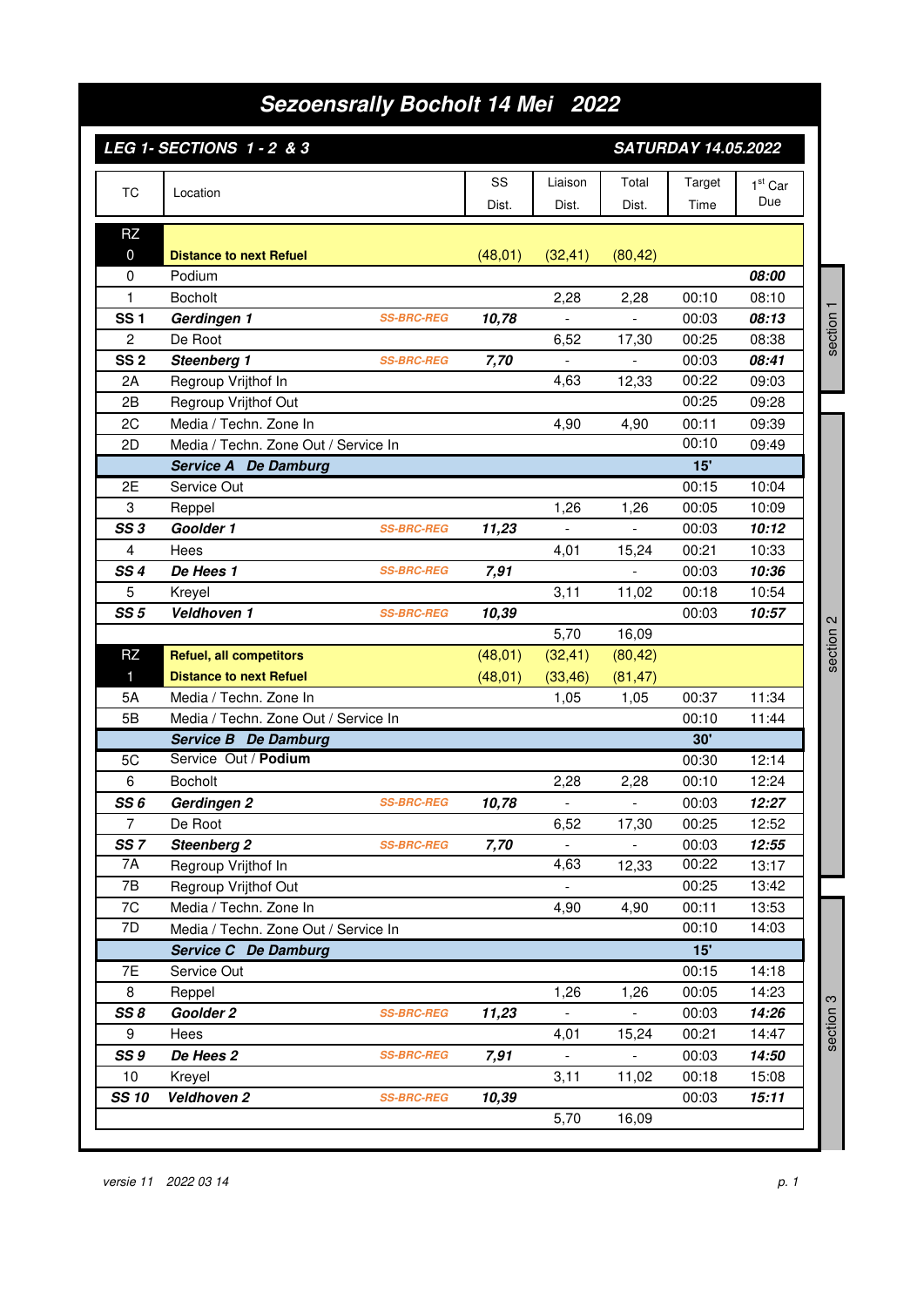# Sezoensrally Bocholt 14 Mei 2022

## LEG 1- SECTIONS 1 - 2 & 3 — SATURDAY 14.05.2022

| TC | Location | | SS Dist. | Liaison Dist. | Total Dist. | Target Time | 1st Car Due | |
|---|---|---|---|---|---|---|---|---|
| RZ 0 | **Distance to next Refuel** | | (48,01) | (32,41) | (80,42) | | | |
| 0 | Podium | | | | | | ***08:00*** | section 1 |
| 1 | Bocholt | | | 2,28 | 2,28 | 00:10 | 08:10 | section 1 |
| **SS 1** | ***Gerdingen 1*** | *SS-BRC-REG* | ***10,78*** | - | - | 00:03 | ***08:13*** | section 1 |
| 2 | De Root | | | 6,52 | 17,30 | 00:25 | 08:38 | section 1 |
| **SS 2** | ***Steenberg 1*** | *SS-BRC-REG* | ***7,70*** | - | - | 00:03 | ***08:41*** | section 1 |
| 2A | Regroup Vrijthof In | | | 4,63 | 12,33 | 00:22 | 09:03 | section 1 |
| 2B | Regroup Vrijthof Out | | | | | 00:25 | 09:28 | |
| 2C | Media / Techn. Zone In | | | 4,90 | 4,90 | 00:11 | 09:39 | section 2 |
| 2D | Media / Techn. Zone Out / Service In | | | | | 00:10 | 09:49 | section 2 |
| | ***Service A De Damburg*** | | | | | **15'** | | section 2 |
| 2E | Service Out | | | | | 00:15 | 10:04 | section 2 |
| 3 | Reppel | | | 1,26 | 1,26 | 00:05 | 10:09 | section 2 |
| ***SS 3*** | ***Goolder 1*** | *SS-BRC-REG* | ***11,23*** | - | - | 00:03 | ***10:12*** | section 2 |
| 4 | Hees | | | 4,01 | 15,24 | 00:21 | 10:33 | section 2 |
| ***SS 4*** | ***De Hees 1*** | *SS-BRC-REG* | ***7,91*** | | - | 00:03 | ***10:36*** | section 2 |
| 5 | Kreyel | | | 3,11 | 11,02 | 00:18 | 10:54 | section 2 |
| ***SS 5*** | ***Veldhoven 1*** | *SS-BRC-REG* | ***10,39*** | | | 00:03 | ***10:57*** | section 2 |
| | | | | 5,70 | 16,09 | | | section 2 |
| RZ | **Refuel, all competitors** | | (48,01) | (32,41) | (80,42) | | | section 2 |
| 1 | **Distance to next Refuel** | | (48,01) | (33,46) | (81,47) | | | section 2 |
| 5A | Media / Techn. Zone In | | | 1,05 | 1,05 | 00:37 | 11:34 | section 2 |
| 5B | Media / Techn. Zone Out / Service In | | | | | 00:10 | 11:44 | section 2 |
| | ***Service B De Damburg*** | | | | | **30'** | | section 2 |
| 5C | Service Out / **Podium** | | | | | 00:30 | 12:14 | section 2 |
| 6 | Bocholt | | | 2,28 | 2,28 | 00:10 | 12:24 | section 2 |
| ***SS 6*** | ***Gerdingen 2*** | *SS-BRC-REG* | ***10,78*** | - | - | 00:03 | ***12:27*** | section 2 |
| 7 | De Root | | | 6,52 | 17,30 | 00:25 | 12:52 | section 2 |
| ***SS 7*** | ***Steenberg 2*** | *SS-BRC-REG* | ***7,70*** | - | - | 00:03 | ***12:55*** | section 2 |
| 7A | Regroup Vrijthof In | | | 4,63 | 12,33 | 00:22 | 13:17 | section 2 |
| 7B | Regroup Vrijthof Out | | | - | | 00:25 | 13:42 | |
| 7C | Media / Techn. Zone In | | | 4,90 | 4,90 | 00:11 | 13:53 | section 3 |
| 7D | Media / Techn. Zone Out / Service In | | | | | 00:10 | 14:03 | section 3 |
| | ***Service C De Damburg*** | | | | | **15'** | | section 3 |
| 7E | Service Out | | | | | 00:15 | 14:18 | section 3 |
| 8 | Reppel | | | 1,26 | 1,26 | 00:05 | 14:23 | section 3 |
| ***SS 8*** | ***Goolder 2*** | *SS-BRC-REG* | ***11,23*** | - | - | 00:03 | ***14:26*** | section 3 |
| 9 | Hees | | | 4,01 | 15,24 | 00:21 | 14:47 | section 3 |
| ***SS 9*** | ***De Hees 2*** | *SS-BRC-REG* | ***7,91*** | - | - | 00:03 | ***14:50*** | section 3 |
| 10 | Kreyel | | | 3,11 | 11,02 | 00:18 | 15:08 | section 3 |
| ***SS 10*** | ***Veldhoven 2*** | *SS-BRC-REG* | ***10,39*** | | | 00:03 | ***15:11*** | section 3 |
| | | | | 5,70 | 16,09 | | | section 3 |

*versie 11 2022 03 14*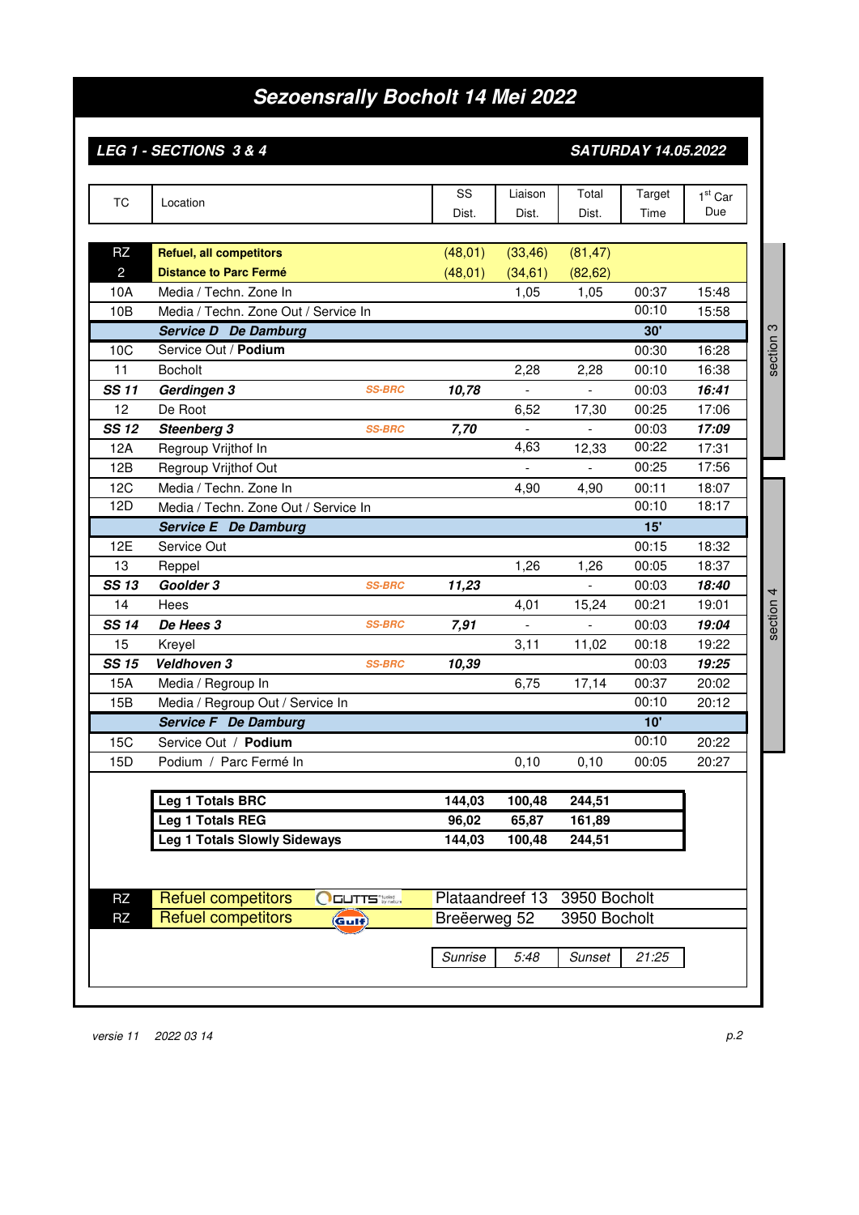# Sezoensrally Bocholt 14 Mei 2022

## LEG 1 - SECTIONS 3 & 4 — SATURDAY 14.05.2022

| TC | Location | | SS Dist. | Liaison Dist. | Total Dist. | Target Time | 1st Car Due | |
|---|---|---|---|---|---|---|---|---|
| RZ | **Refuel, all competitors** | | (48,01) | (33,46) | (81,47) | | | |
| 2 | **Distance to Parc Fermé** | | (48,01) | (34,61) | (82,62) | | | |
| 10A | Media / Techn. Zone In | | | 1,05 | 1,05 | 00:37 | 15:48 | section 3 |
| 10B | Media / Techn. Zone Out / Service In | | | | | 00:10 | 15:58 | |
| | ***Service D De Damburg*** | | | | | **30'** | | |
| 10C | Service Out / **Podium** | | | | | 00:30 | 16:28 | |
| 11 | Bocholt | | | 2,28 | 2,28 | 00:10 | 16:38 | |
| ***SS 11*** | ***Gerdingen 3*** | *SS-BRC* | ***10,78*** | - | - | 00:03 | ***16:41*** | |
| 12 | De Root | | | 6,52 | 17,30 | 00:25 | 17:06 | |
| ***SS 12*** | ***Steenberg 3*** | *SS-BRC* | ***7,70*** | - | - | 00:03 | ***17:09*** | |
| 12A | Regroup Vrijthof In | | | 4,63 | 12,33 | 00:22 | 17:31 | |
| 12B | Regroup Vrijthof Out | | | - | - | 00:25 | 17:56 | |
| 12C | Media / Techn. Zone In | | | 4,90 | 4,90 | 00:11 | 18:07 | section 4 |
| 12D | Media / Techn. Zone Out / Service In | | | | | 00:10 | 18:17 | |
| | ***Service E De Damburg*** | | | | | **15'** | | |
| 12E | Service Out | | | | | 00:15 | 18:32 | |
| 13 | Reppel | | | 1,26 | 1,26 | 00:05 | 18:37 | |
| ***SS 13*** | ***Goolder 3*** | *SS-BRC* | ***11,23*** | | - | 00:03 | ***18:40*** | |
| 14 | Hees | | | 4,01 | 15,24 | 00:21 | 19:01 | |
| ***SS 14*** | ***De Hees 3*** | *SS-BRC* | ***7,91*** | - | - | 00:03 | ***19:04*** | |
| 15 | Kreyel | | | 3,11 | 11,02 | 00:18 | 19:22 | |
| ***SS 15*** | ***Veldhoven 3*** | *SS-BRC* | ***10,39*** | | | 00:03 | ***19:25*** | |
| 15A | Media / Regroup In | | | 6,75 | 17,14 | 00:37 | 20:02 | |
| 15B | Media / Regroup Out / Service In | | | | | 00:10 | 20:12 | |
| | ***Service F De Damburg*** | | | | | **10'** | | |
| 15C | Service Out / **Podium** | | | | | 00:10 | 20:22 | |
| 15D | Podium / Parc Fermé In | | | 0,10 | 0,10 | 00:05 | 20:27 | |

| | SS Dist. | Liaison Dist. | Total Dist. |
|---|---|---|---|
| **Leg 1 Totals BRC** | **144,03** | **100,48** | **244,51** |
| **Leg 1 Totals REG** | **96,02** | **65,87** | **161,89** |
| **Leg 1 Totals Slowly Sideways** | **144,03** | **100,48** | **244,51** |

| | | | | |
|---|---|---|---|---|
| RZ | Refuel competitors | GUTTS | Plataandreef 13 | 3950 Bocholt |
| RZ | Refuel competitors | Gulf | Breëerweg 52 | 3950 Bocholt |

| *Sunrise* | *5:48* | *Sunset* | *21:25* |
|---|---|---|---|

*versie 11 2022 03 14*